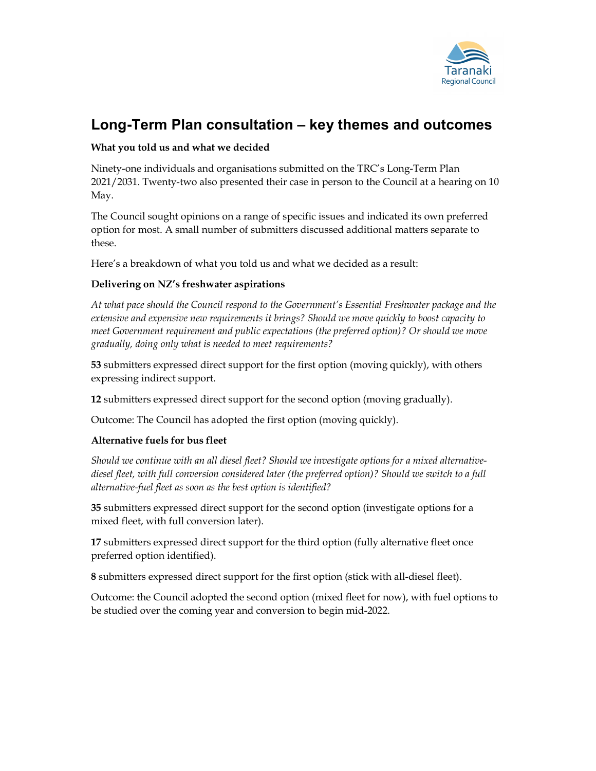# Long-Term Plan consultation – key themes and outcomes

**What you told us and what we decided**

Ninety-one individuals and organisations submitted on the TRC's Long-Term Plan 2021/2031. Twenty-two also presented their case in person to the Council at a hearing on 10 May.

The Council sought opinions on a range of specific issues and indicated its own preferred option for most. A small number of submitters discussed additional matters separate to these.

Here's a breakdown of what you told us and what we decided as a result:

### Delivering on NZ's freshwater aspirations

*At what pace should the Council respond to the Government's Essential Freshwater package and the extensive and expensive new requirements it brings? Should we move quickly to boost capacity to meet Government requirement and public expectations (the preferred option)? Or should we move gradually, doing only what is needed to meet requirements?*

**53** submitters expressed direct support for the first option (moving quickly), with others expressing indirect support.

**12** submitters expressed direct support for the second option (moving gradually).

Outcome: The Council has adopted the first option (moving quickly).

### Alternative fuels for bus fleet

*Should we continue with an all diesel fleet? Should we investigate options for a mixed alternative-diesel fleet, with full conversion considered later (the preferred option)? Should we switch to a full alternative-fuel fleet as soon as the best option is identified?*

**35** submitters expressed direct support for the second option (investigate options for a mixed fleet, with full conversion later).

**17** submitters expressed direct support for the third option (fully alternative fleet once preferred option identified).

**8** submitters expressed direct support for the first option (stick with all-diesel fleet).

Outcome: the Council adopted the second option (mixed fleet for now), with fuel options to be studied over the coming year and conversion to begin mid-2022.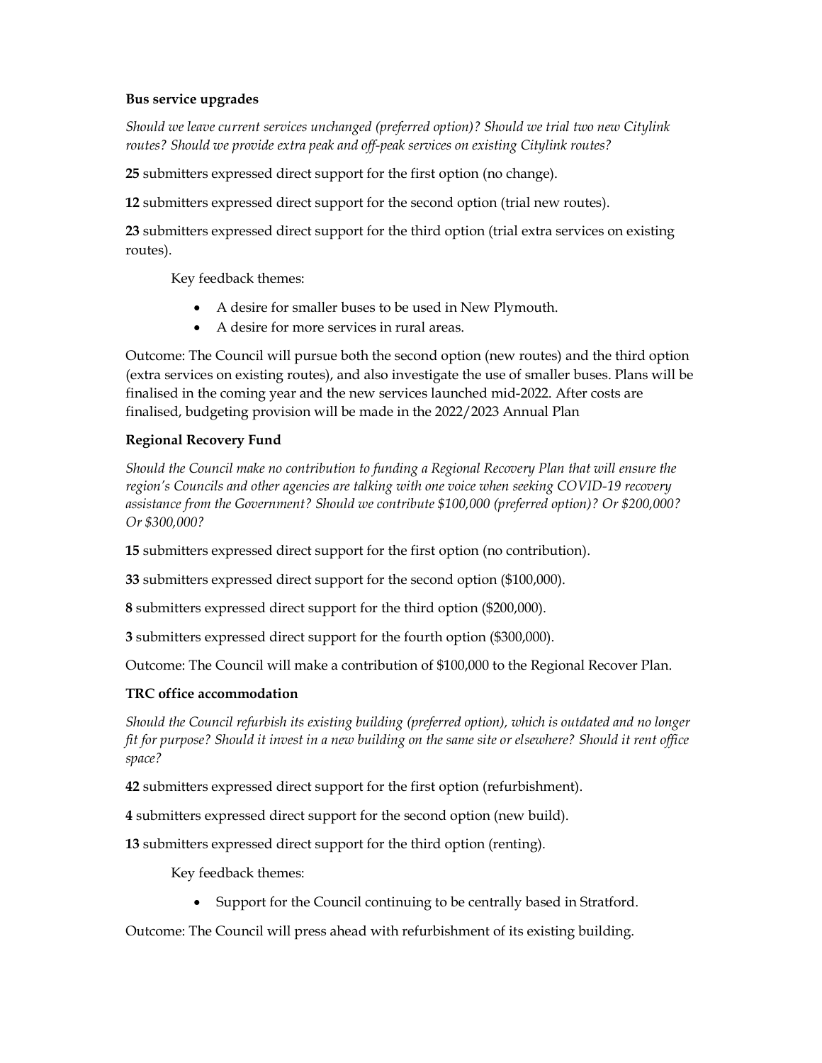**Bus service upgrades**

*Should we leave current services unchanged (preferred option)? Should we trial two new Citylink routes? Should we provide extra peak and off-peak services on existing Citylink routes?*

**25** submitters expressed direct support for the first option (no change).

**12** submitters expressed direct support for the second option (trial new routes).

**23** submitters expressed direct support for the third option (trial extra services on existing routes).

Key feedback themes:

- A desire for smaller buses to be used in New Plymouth.
- A desire for more services in rural areas.

Outcome: The Council will pursue both the second option (new routes) and the third option (extra services on existing routes), and also investigate the use of smaller buses. Plans will be finalised in the coming year and the new services launched mid-2022. After costs are finalised, budgeting provision will be made in the 2022/2023 Annual Plan

**Regional Recovery Fund**

*Should the Council make no contribution to funding a Regional Recovery Plan that will ensure the region's Councils and other agencies are talking with one voice when seeking COVID-19 recovery assistance from the Government? Should we contribute $100,000 (preferred option)? Or $200,000? Or $300,000?*

**15** submitters expressed direct support for the first option (no contribution).

**33** submitters expressed direct support for the second option ($100,000).

**8** submitters expressed direct support for the third option ($200,000).

**3** submitters expressed direct support for the fourth option ($300,000).

Outcome: The Council will make a contribution of $100,000 to the Regional Recover Plan.

**TRC office accommodation**

*Should the Council refurbish its existing building (preferred option), which is outdated and no longer fit for purpose? Should it invest in a new building on the same site or elsewhere? Should it rent office space?*

**42** submitters expressed direct support for the first option (refurbishment).

**4** submitters expressed direct support for the second option (new build).

**13** submitters expressed direct support for the third option (renting).

Key feedback themes:

- Support for the Council continuing to be centrally based in Stratford.

Outcome: The Council will press ahead with refurbishment of its existing building.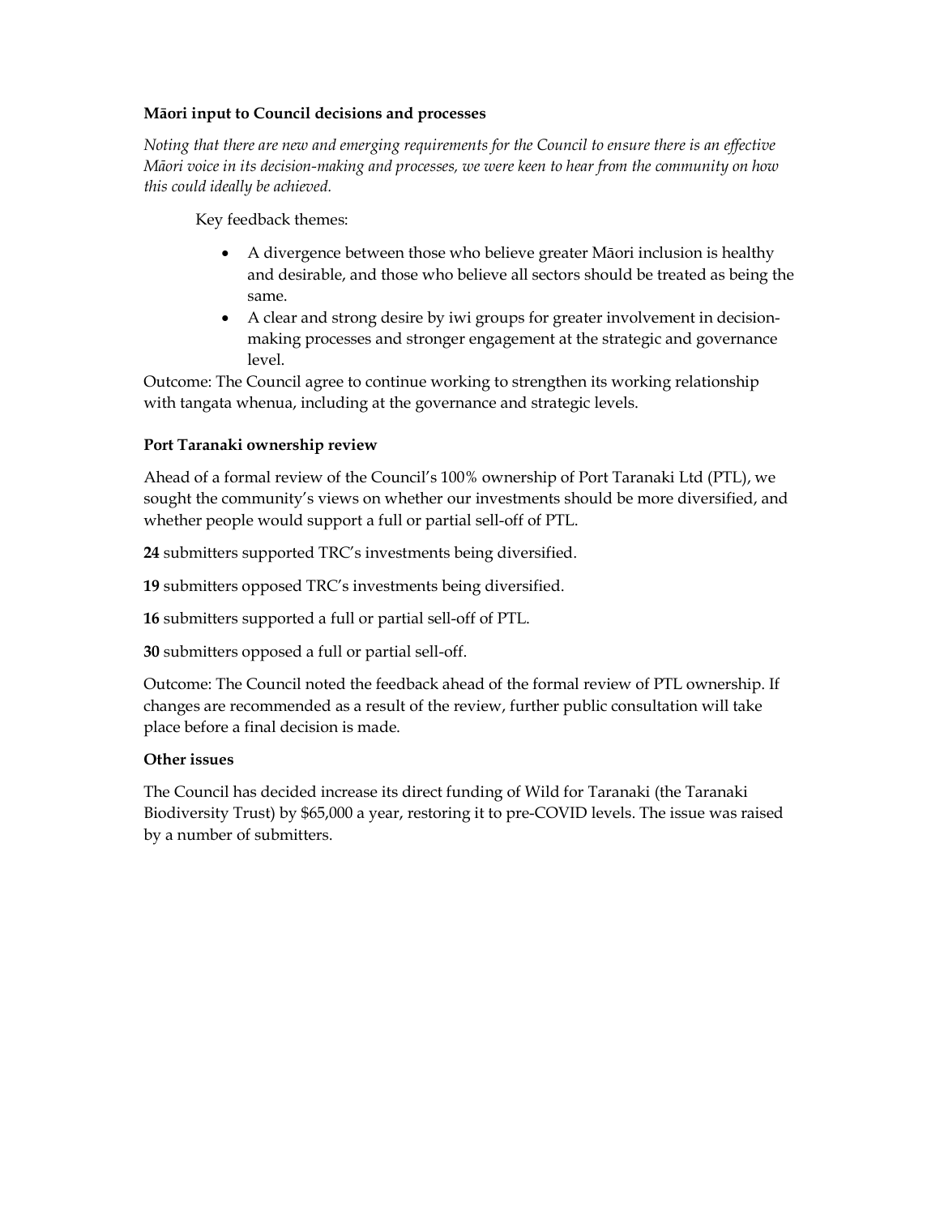**Māori input to Council decisions and processes**

*Noting that there are new and emerging requirements for the Council to ensure there is an effective Māori voice in its decision-making and processes, we were keen to hear from the community on how this could ideally be achieved.*

Key feedback themes:

- A divergence between those who believe greater Māori inclusion is healthy and desirable, and those who believe all sectors should be treated as being the same.
- A clear and strong desire by iwi groups for greater involvement in decision-making processes and stronger engagement at the strategic and governance level.

Outcome: The Council agree to continue working to strengthen its working relationship with tangata whenua, including at the governance and strategic levels.

**Port Taranaki ownership review**

Ahead of a formal review of the Council's 100% ownership of Port Taranaki Ltd (PTL), we sought the community's views on whether our investments should be more diversified, and whether people would support a full or partial sell-off of PTL.

**24** submitters supported TRC's investments being diversified.

**19** submitters opposed TRC's investments being diversified.

**16** submitters supported a full or partial sell-off of PTL.

**30** submitters opposed a full or partial sell-off.

Outcome: The Council noted the feedback ahead of the formal review of PTL ownership. If changes are recommended as a result of the review, further public consultation will take place before a final decision is made.

**Other issues**

The Council has decided increase its direct funding of Wild for Taranaki (the Taranaki Biodiversity Trust) by $65,000 a year, restoring it to pre-COVID levels. The issue was raised by a number of submitters.